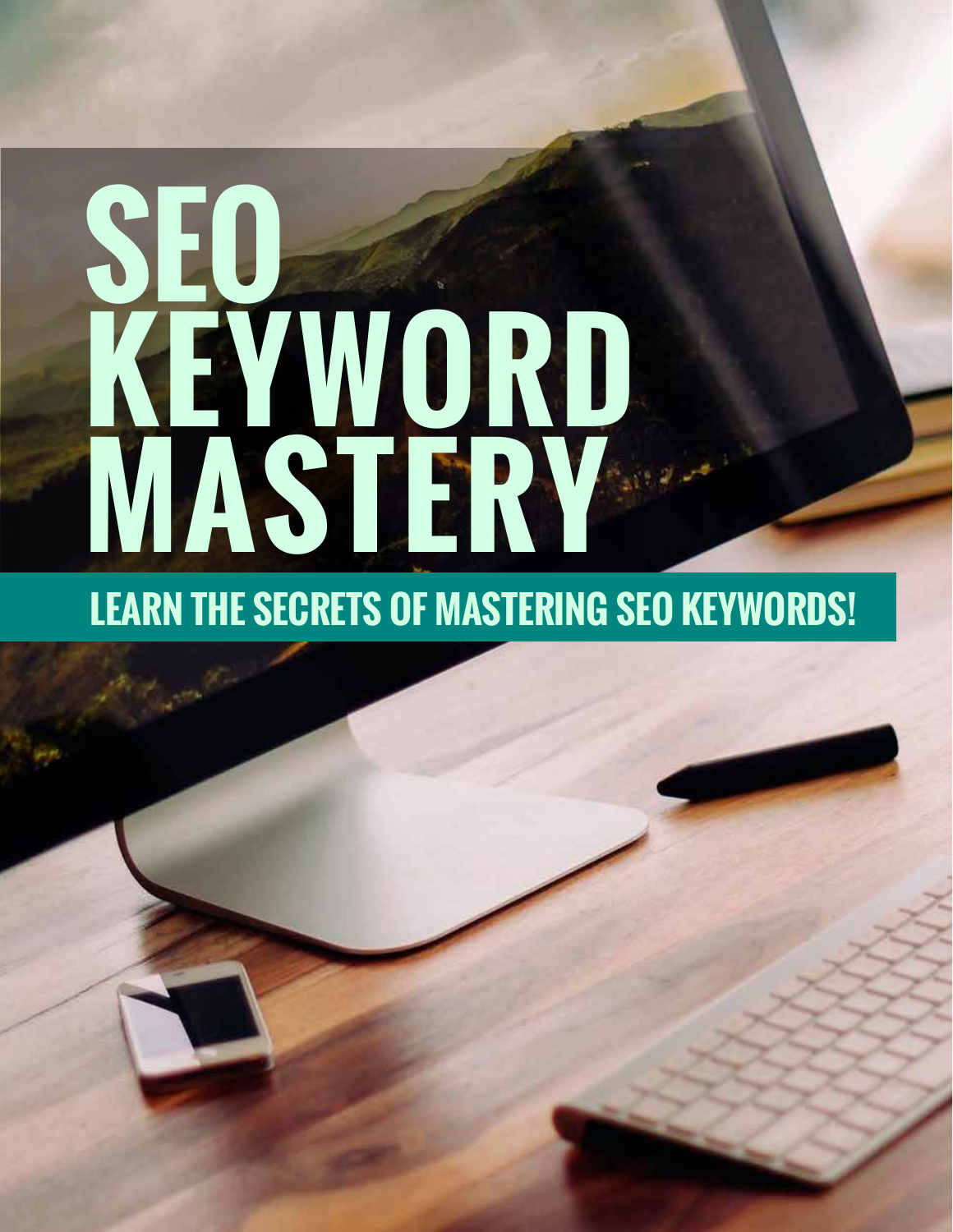# SEO KEYWORD MASTERY

## LEARN THE SECRETS OF MASTERING SEO KEYWORDS!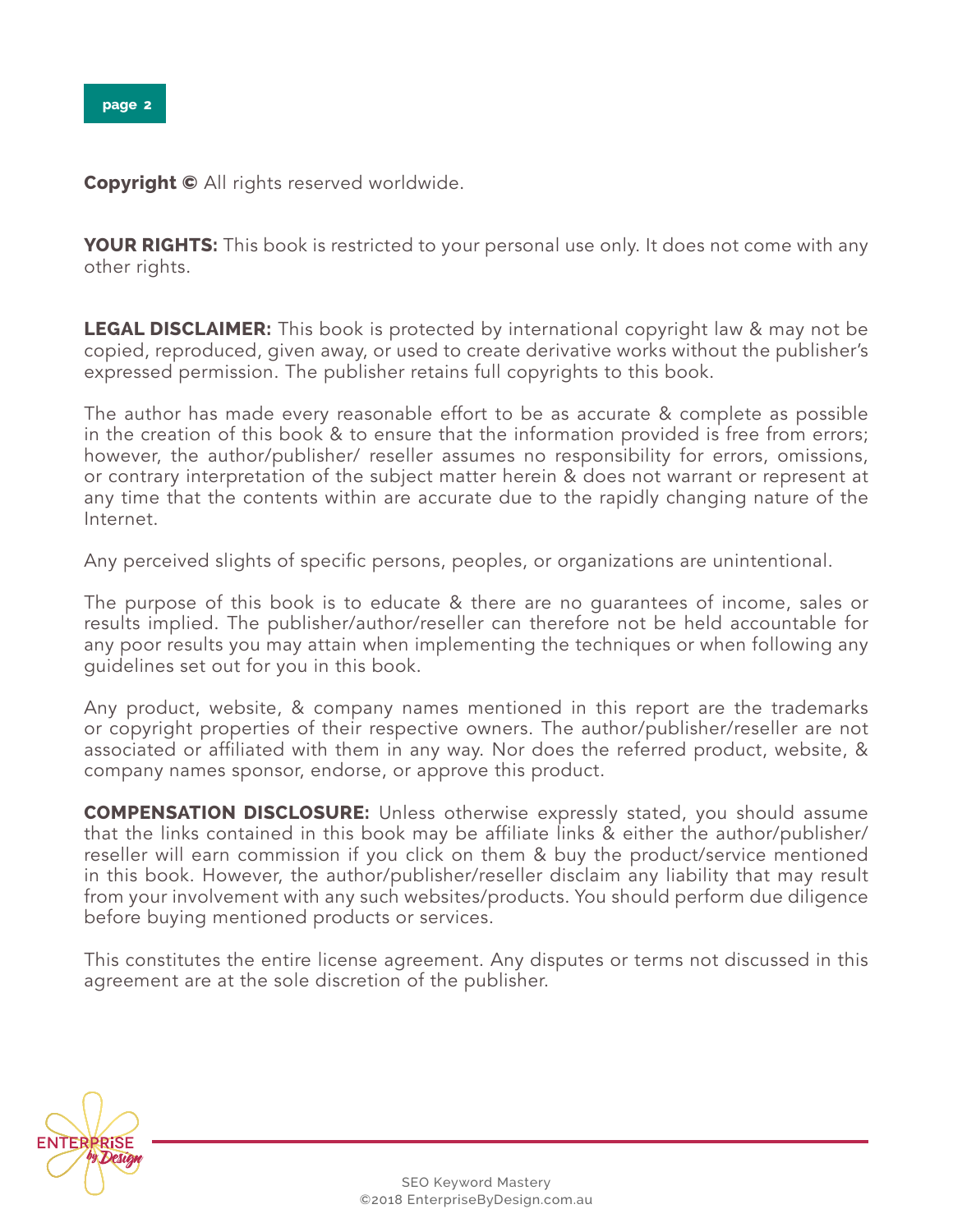**Copyright ©** All rights reserved worldwide.

**YOUR RIGHTS:** This book is restricted to your personal use only. It does not come with any other rights.

**LEGAL DISCLAIMER:** This book is protected by international copyright law & may not be copied, reproduced, given away, or used to create derivative works without the publisher's expressed permission. The publisher retains full copyrights to this book.

The author has made every reasonable effort to be as accurate & complete as possible in the creation of this book & to ensure that the information provided is free from errors; however, the author/publisher/ reseller assumes no responsibility for errors, omissions, or contrary interpretation of the subject matter herein & does not warrant or represent at any time that the contents within are accurate due to the rapidly changing nature of the Internet.

Any perceived slights of specific persons, peoples, or organizations are unintentional.

The purpose of this book is to educate & there are no guarantees of income, sales or results implied. The publisher/author/reseller can therefore not be held accountable for any poor results you may attain when implementing the techniques or when following any guidelines set out for you in this book.

Any product, website, & company names mentioned in this report are the trademarks or copyright properties of their respective owners. The author/publisher/reseller are not associated or affiliated with them in any way. Nor does the referred product, website, & company names sponsor, endorse, or approve this product.

**COMPENSATION DISCLOSURE:** Unless otherwise expressly stated, you should assume that the links contained in this book may be affiliate links & either the author/publisher/ reseller will earn commission if you click on them & buy the product/service mentioned in this book. However, the author/publisher/reseller disclaim any liability that may result from your involvement with any such websites/products. You should perform due diligence before buying mentioned products or services.

This constitutes the entire license agreement. Any disputes or terms not discussed in this agreement are at the sole discretion of the publisher.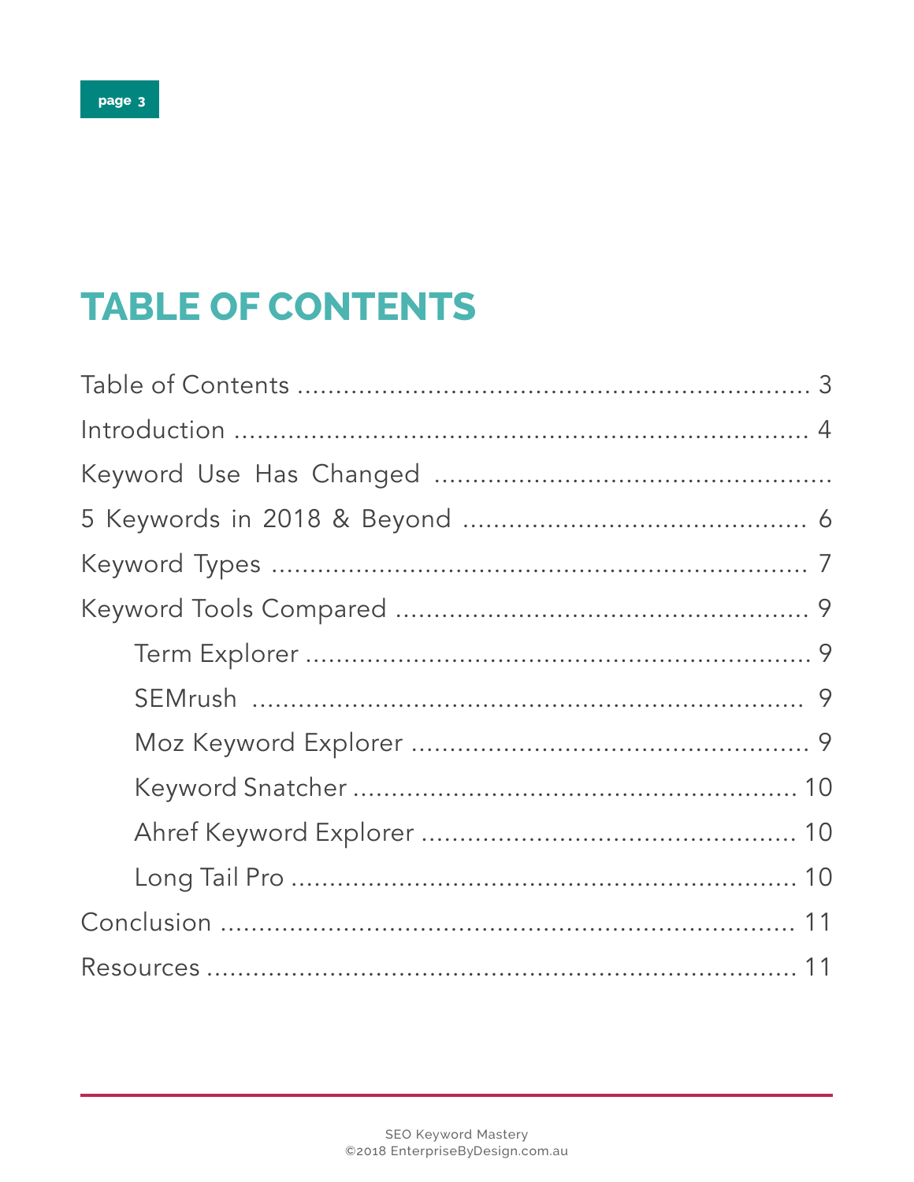# TABLE OF CONTENTS

Table of Contents ........................................................... 3

Introduction ........................................................... 4

Keyword Use Has Changed ...........................................

5 Keywords in 2018 & Beyond ........................................... 6

Keyword Types ........................................................... 7

Keyword Tools Compared ........................................... 9

- Term Explorer ........................................................... 9
- SEMrush ........................................................... 9
- Moz Keyword Explorer ........................................... 9
- Keyword Snatcher ........................................................... 10
- Ahref Keyword Explorer ........................................... 10
- Long Tail Pro ........................................................... 10

Conclusion ........................................................... 11

Resources ........................................................... 11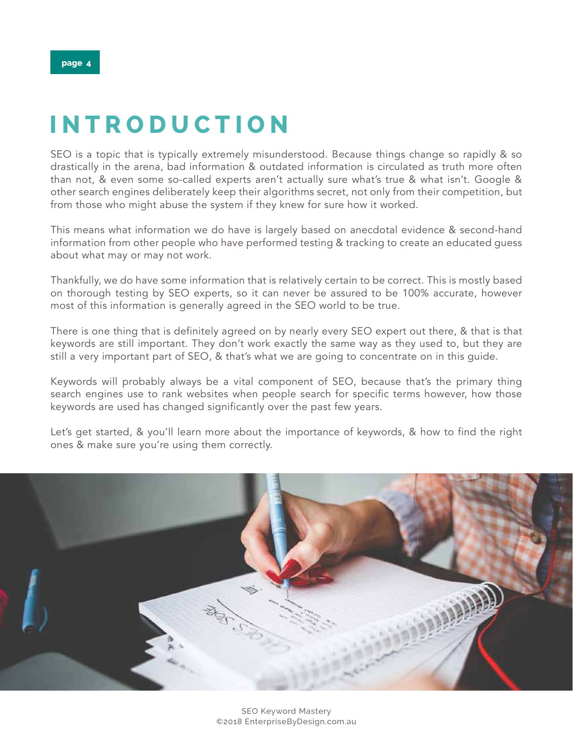# INTRODUCTION

SEO is a topic that is typically extremely misunderstood. Because things change so rapidly & so drastically in the arena, bad information & outdated information is circulated as truth more often than not, & even some so-called experts aren't actually sure what's true & what isn't. Google & other search engines deliberately keep their algorithms secret, not only from their competition, but from those who might abuse the system if they knew for sure how it worked.

This means what information we do have is largely based on anecdotal evidence & second-hand information from other people who have performed testing & tracking to create an educated guess about what may or may not work.

Thankfully, we do have some information that is relatively certain to be correct. This is mostly based on thorough testing by SEO experts, so it can never be assured to be 100% accurate, however most of this information is generally agreed in the SEO world to be true.

There is one thing that is definitely agreed on by nearly every SEO expert out there, & that is that keywords are still important. They don't work exactly the same way as they used to, but they are still a very important part of SEO, & that's what we are going to concentrate on in this guide.

Keywords will probably always be a vital component of SEO, because that's the primary thing search engines use to rank websites when people search for specific terms however, how those keywords are used has changed significantly over the past few years.

Let's get started, & you'll learn more about the importance of keywords, & how to find the right ones & make sure you're using them correctly.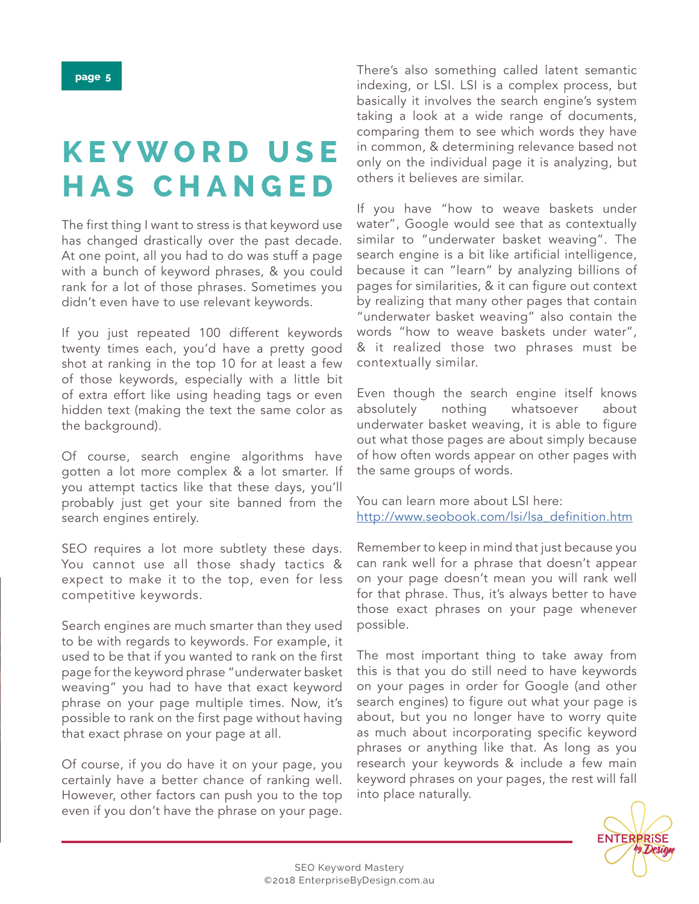# KEYWORD USE HAS CHANGED

The first thing I want to stress is that keyword use has changed drastically over the past decade. At one point, all you had to do was stuff a page with a bunch of keyword phrases, & you could rank for a lot of those phrases. Sometimes you didn't even have to use relevant keywords.

If you just repeated 100 different keywords twenty times each, you'd have a pretty good shot at ranking in the top 10 for at least a few of those keywords, especially with a little bit of extra effort like using heading tags or even hidden text (making the text the same color as the background).

Of course, search engine algorithms have gotten a lot more complex & a lot smarter. If you attempt tactics like that these days, you'll probably just get your site banned from the search engines entirely.

SEO requires a lot more subtlety these days. You cannot use all those shady tactics & expect to make it to the top, even for less competitive keywords.

Search engines are much smarter than they used to be with regards to keywords. For example, it used to be that if you wanted to rank on the first page for the keyword phrase "underwater basket weaving" you had to have that exact keyword phrase on your page multiple times. Now, it's possible to rank on the first page without having that exact phrase on your page at all.

Of course, if you do have it on your page, you certainly have a better chance of ranking well. However, other factors can push you to the top even if you don't have the phrase on your page.

There's also something called latent semantic indexing, or LSI. LSI is a complex process, but basically it involves the search engine's system taking a look at a wide range of documents, comparing them to see which words they have in common, & determining relevance based not only on the individual page it is analyzing, but others it believes are similar.

If you have "how to weave baskets under water", Google would see that as contextually similar to "underwater basket weaving". The search engine is a bit like artificial intelligence, because it can "learn" by analyzing billions of pages for similarities, & it can figure out context by realizing that many other pages that contain "underwater basket weaving" also contain the words "how to weave baskets under water", & it realized those two phrases must be contextually similar.

Even though the search engine itself knows absolutely nothing whatsoever about underwater basket weaving, it is able to figure out what those pages are about simply because of how often words appear on other pages with the same groups of words.

You can learn more about LSI here:
[http://www.seobook.com/lsi/lsa_definition.htm](http://www.seobook.com/lsi/lsa_definition.htm)

Remember to keep in mind that just because you can rank well for a phrase that doesn't appear on your page doesn't mean you will rank well for that phrase. Thus, it's always better to have those exact phrases on your page whenever possible.

The most important thing to take away from this is that you do still need to have keywords on your pages in order for Google (and other search engines) to figure out what your page is about, but you no longer have to worry quite as much about incorporating specific keyword phrases or anything like that. As long as you research your keywords & include a few main keyword phrases on your pages, the rest will fall into place naturally.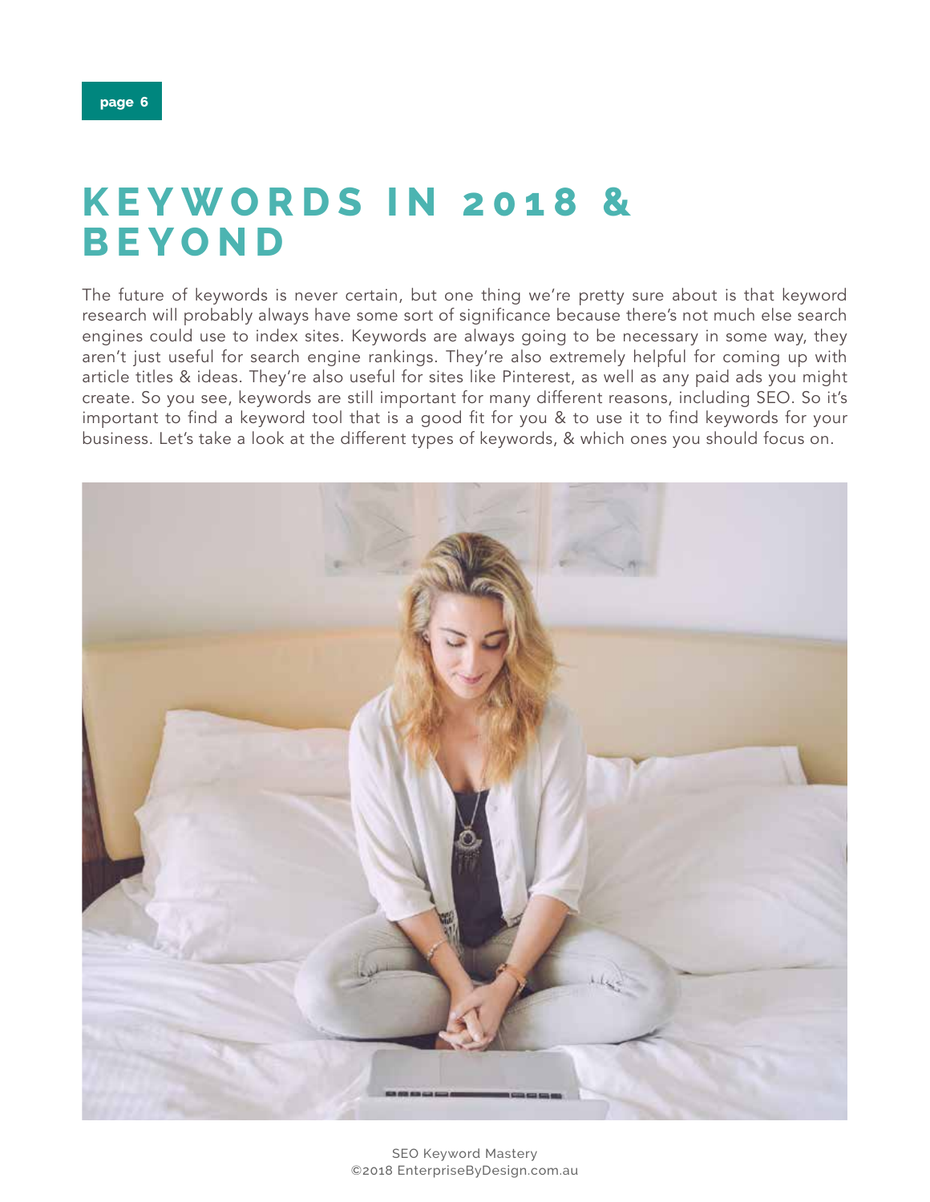# KEYWORDS IN 2018 & BEYOND

The future of keywords is never certain, but one thing we're pretty sure about is that keyword research will probably always have some sort of significance because there's not much else search engines could use to index sites. Keywords are always going to be necessary in some way, they aren't just useful for search engine rankings. They're also extremely helpful for coming up with article titles & ideas. They're also useful for sites like Pinterest, as well as any paid ads you might create. So you see, keywords are still important for many different reasons, including SEO. So it's important to find a keyword tool that is a good fit for you & to use it to find keywords for your business. Let's take a look at the different types of keywords, & which ones you should focus on.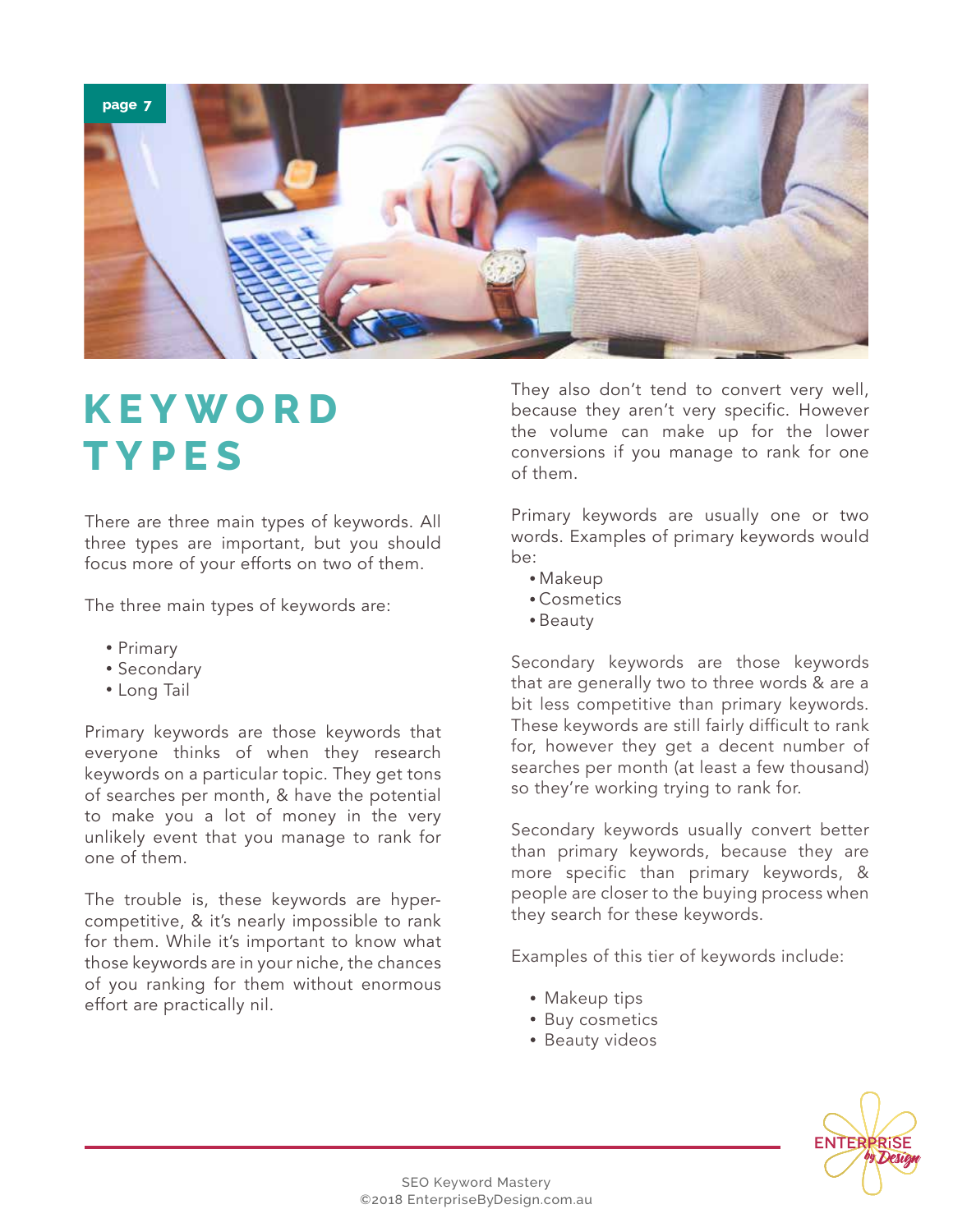# KEYWORD TYPES

There are three main types of keywords. All three types are important, but you should focus more of your efforts on two of them.

The three main types of keywords are:

- Primary
- Secondary
- Long Tail

Primary keywords are those keywords that everyone thinks of when they research keywords on a particular topic. They get tons of searches per month, & have the potential to make you a lot of money in the very unlikely event that you manage to rank for one of them.

The trouble is, these keywords are hyper-competitive, & it's nearly impossible to rank for them. While it's important to know what those keywords are in your niche, the chances of you ranking for them without enormous effort are practically nil.

They also don't tend to convert very well, because they aren't very specific. However the volume can make up for the lower conversions if you manage to rank for one of them.

Primary keywords are usually one or two words. Examples of primary keywords would be:

- Makeup
- Cosmetics
- Beauty

Secondary keywords are those keywords that are generally two to three words & are a bit less competitive than primary keywords. These keywords are still fairly difficult to rank for, however they get a decent number of searches per month (at least a few thousand) so they're working trying to rank for.

Secondary keywords usually convert better than primary keywords, because they are more specific than primary keywords, & people are closer to the buying process when they search for these keywords.

Examples of this tier of keywords include:

- Makeup tips
- Buy cosmetics
- Beauty videos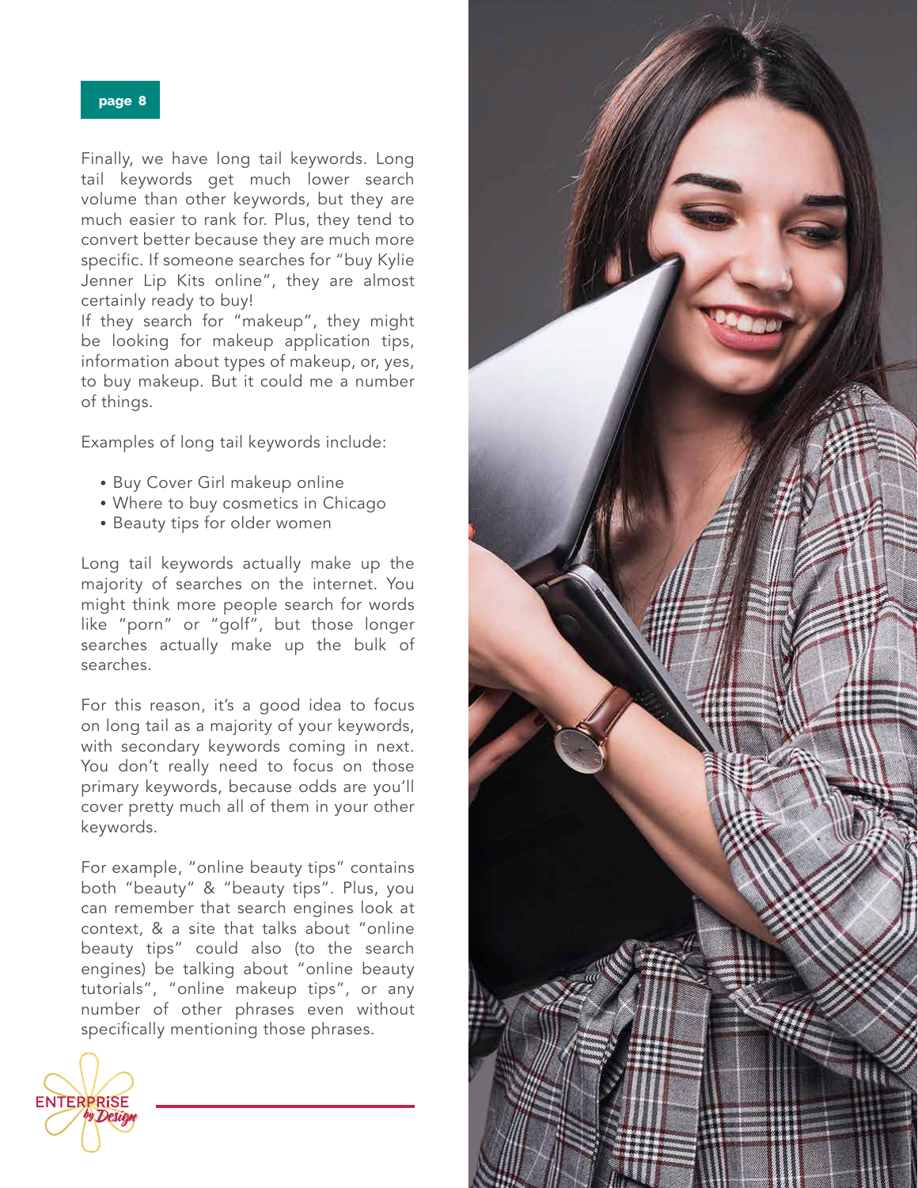Finally, we have long tail keywords. Long tail keywords get much lower search volume than other keywords, but they are much easier to rank for. Plus, they tend to convert better because they are much more specific. If someone searches for "buy Kylie Jenner Lip Kits online", they are almost certainly ready to buy!
If they search for "makeup", they might be looking for makeup application tips, information about types of makeup, or, yes, to buy makeup. But it could me a number of things.

Examples of long tail keywords include:

- Buy Cover Girl makeup online
- Where to buy cosmetics in Chicago
- Beauty tips for older women

Long tail keywords actually make up the majority of searches on the internet. You might think more people search for words like "porn" or "golf", but those longer searches actually make up the bulk of searches.

For this reason, it's a good idea to focus on long tail as a majority of your keywords, with secondary keywords coming in next. You don't really need to focus on those primary keywords, because odds are you'll cover pretty much all of them in your other keywords.

For example, "online beauty tips" contains both "beauty" & "beauty tips". Plus, you can remember that search engines look at context, & a site that talks about "online beauty tips" could also (to the search engines) be talking about "online beauty tutorials", "online makeup tips", or any number of other phrases even without specifically mentioning those phrases.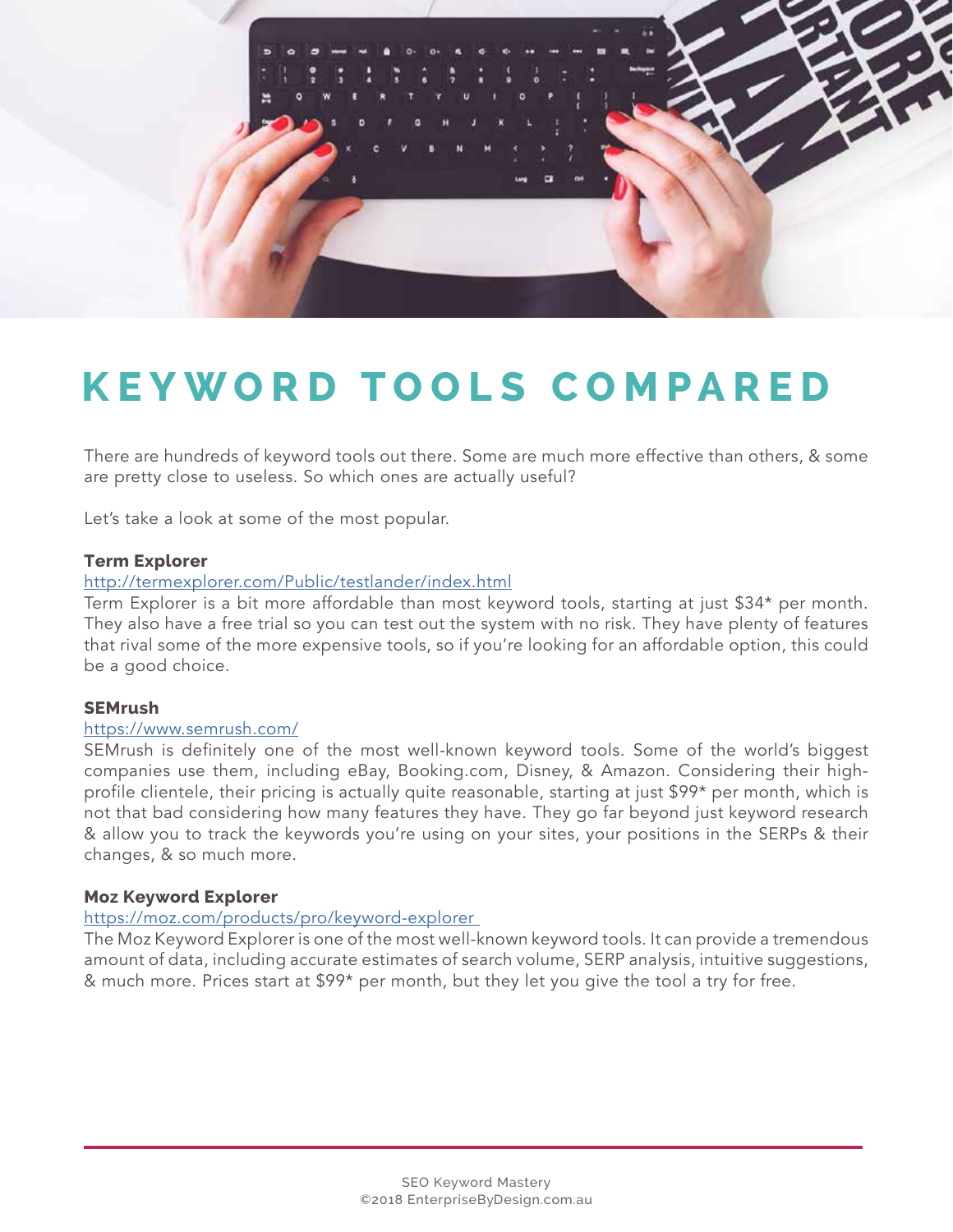# KEYWORD TOOLS COMPARED

There are hundreds of keyword tools out there. Some are much more effective than others, & some are pretty close to useless. So which ones are actually useful?

Let's take a look at some of the most popular.

**Term Explorer**

http://termexplorer.com/Public/testlander/index.html

Term Explorer is a bit more affordable than most keyword tools, starting at just $34* per month. They also have a free trial so you can test out the system with no risk. They have plenty of features that rival some of the more expensive tools, so if you're looking for an affordable option, this could be a good choice.

**SEMrush**

https://www.semrush.com/

SEMrush is definitely one of the most well-known keyword tools. Some of the world's biggest companies use them, including eBay, Booking.com, Disney, & Amazon. Considering their high-profile clientele, their pricing is actually quite reasonable, starting at just $99* per month, which is not that bad considering how many features they have. They go far beyond just keyword research & allow you to track the keywords you're using on your sites, your positions in the SERPs & their changes, & so much more.

**Moz Keyword Explorer**

https://moz.com/products/pro/keyword-explorer

The Moz Keyword Explorer is one of the most well-known keyword tools. It can provide a tremendous amount of data, including accurate estimates of search volume, SERP analysis, intuitive suggestions, & much more. Prices start at $99* per month, but they let you give the tool a try for free.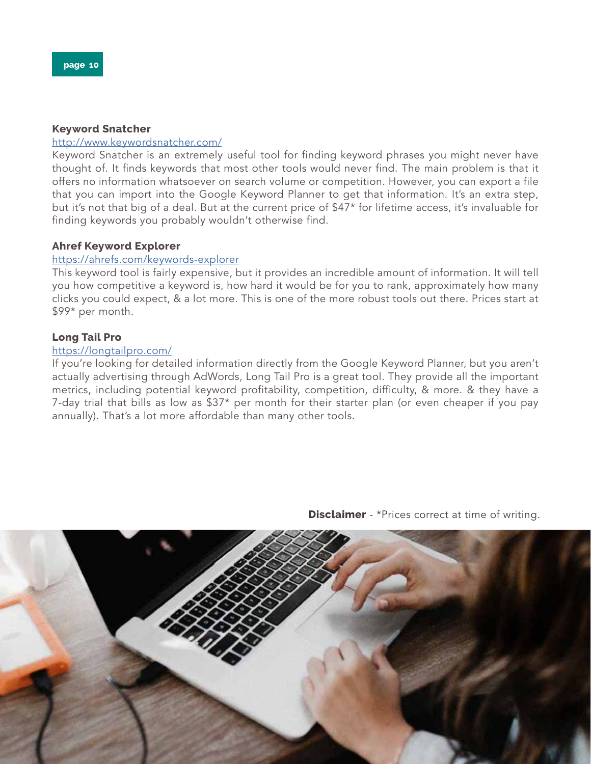**Keyword Snatcher**

http://www.keywordsnatcher.com/

Keyword Snatcher is an extremely useful tool for finding keyword phrases you might never have thought of. It finds keywords that most other tools would never find. The main problem is that it offers no information whatsoever on search volume or competition. However, you can export a file that you can import into the Google Keyword Planner to get that information. It's an extra step, but it's not that big of a deal. But at the current price of $47* for lifetime access, it's invaluable for finding keywords you probably wouldn't otherwise find.

**Ahref Keyword Explorer**

https://ahrefs.com/keywords-explorer

This keyword tool is fairly expensive, but it provides an incredible amount of information. It will tell you how competitive a keyword is, how hard it would be for you to rank, approximately how many clicks you could expect, & a lot more. This is one of the more robust tools out there. Prices start at $99* per month.

**Long Tail Pro**

https://longtailpro.com/

If you're looking for detailed information directly from the Google Keyword Planner, but you aren't actually advertising through AdWords, Long Tail Pro is a great tool. They provide all the important metrics, including potential keyword profitability, competition, difficulty, & more. & they have a 7-day trial that bills as low as $37* per month for their starter plan (or even cheaper if you pay annually). That's a lot more affordable than many other tools.

**Disclaimer** - *Prices correct at time of writing.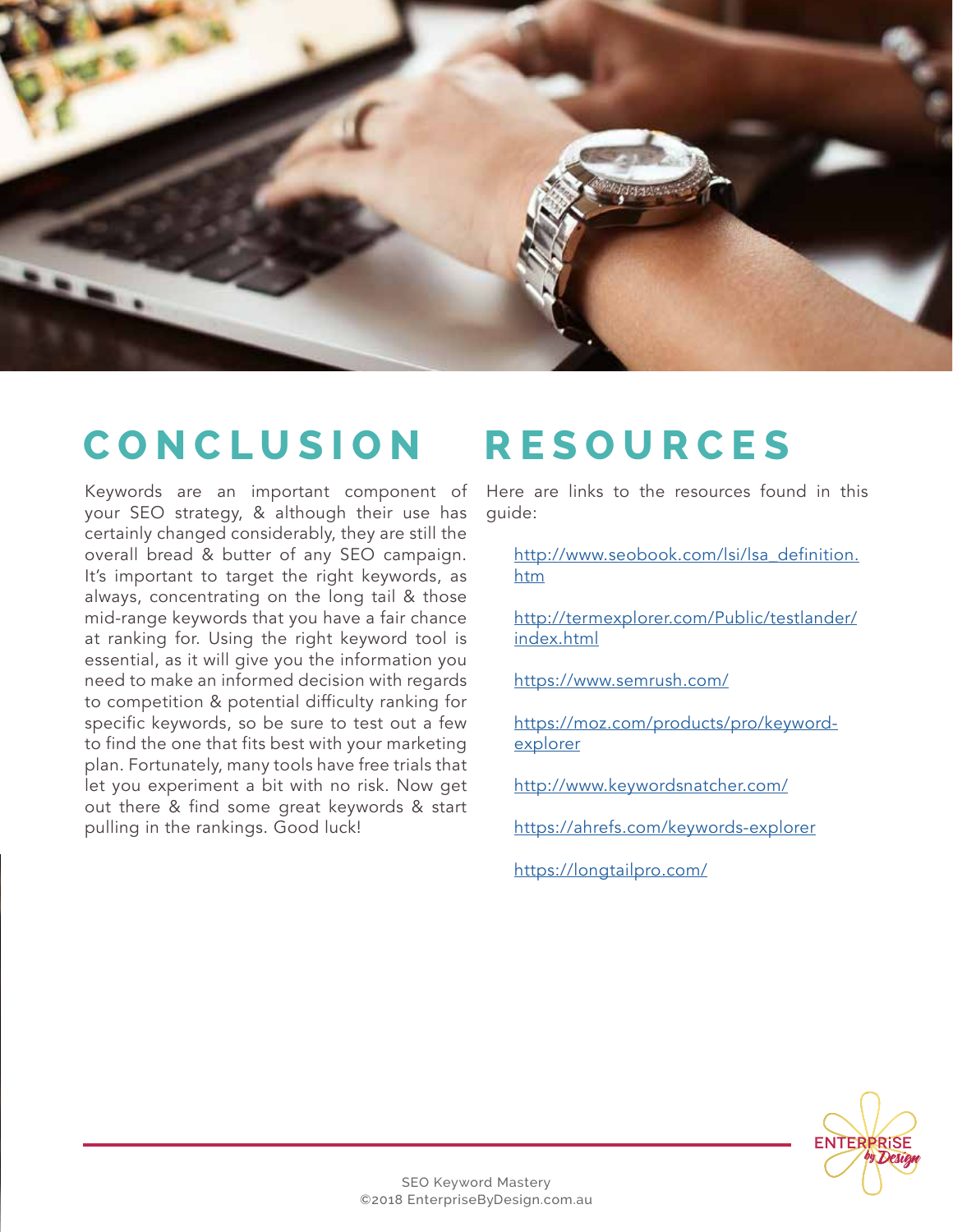# CONCLUSION

Keywords are an important component of your SEO strategy, & although their use has certainly changed considerably, they are still the overall bread & butter of any SEO campaign. It's important to target the right keywords, as always, concentrating on the long tail & those mid-range keywords that you have a fair chance at ranking for. Using the right keyword tool is essential, as it will give you the information you need to make an informed decision with regards to competition & potential difficulty ranking for specific keywords, so be sure to test out a few to find the one that fits best with your marketing plan. Fortunately, many tools have free trials that let you experiment a bit with no risk. Now get out there & find some great keywords & start pulling in the rankings. Good luck!

# RESOURCES

Here are links to the resources found in this guide:

http://www.seobook.com/lsi/lsa_definition.htm

http://termexplorer.com/Public/testlander/index.html

https://www.semrush.com/

https://moz.com/products/pro/keyword-explorer

http://www.keywordsnatcher.com/

https://ahrefs.com/keywords-explorer

https://longtailpro.com/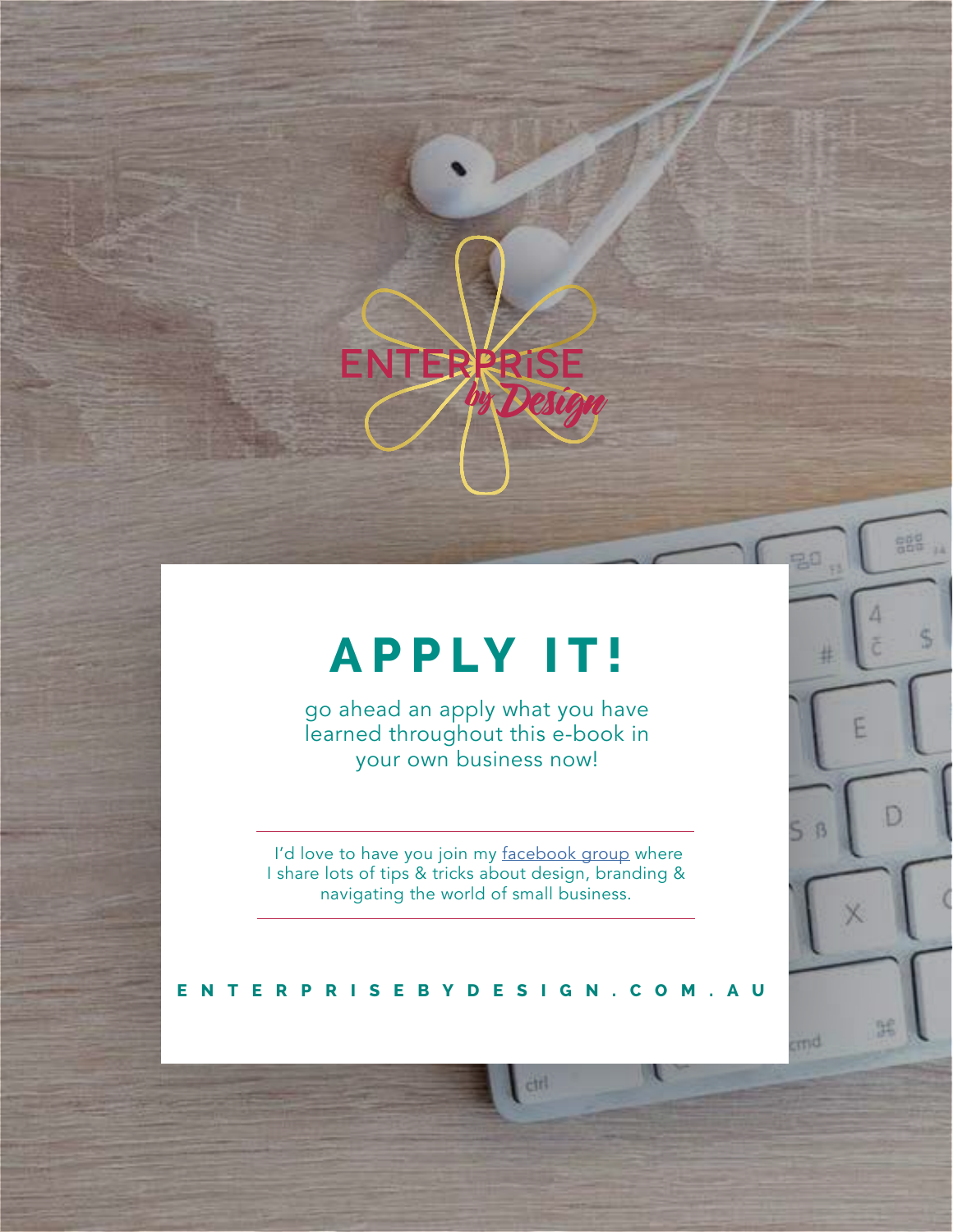# APPLY IT!

go ahead an apply what you have learned throughout this e-book in your own business now!

I'd love to have you join my facebook group where I share lots of tips & tricks about design, branding & navigating the world of small business.

ENTERPRISEBYDESIGN.COM.AU